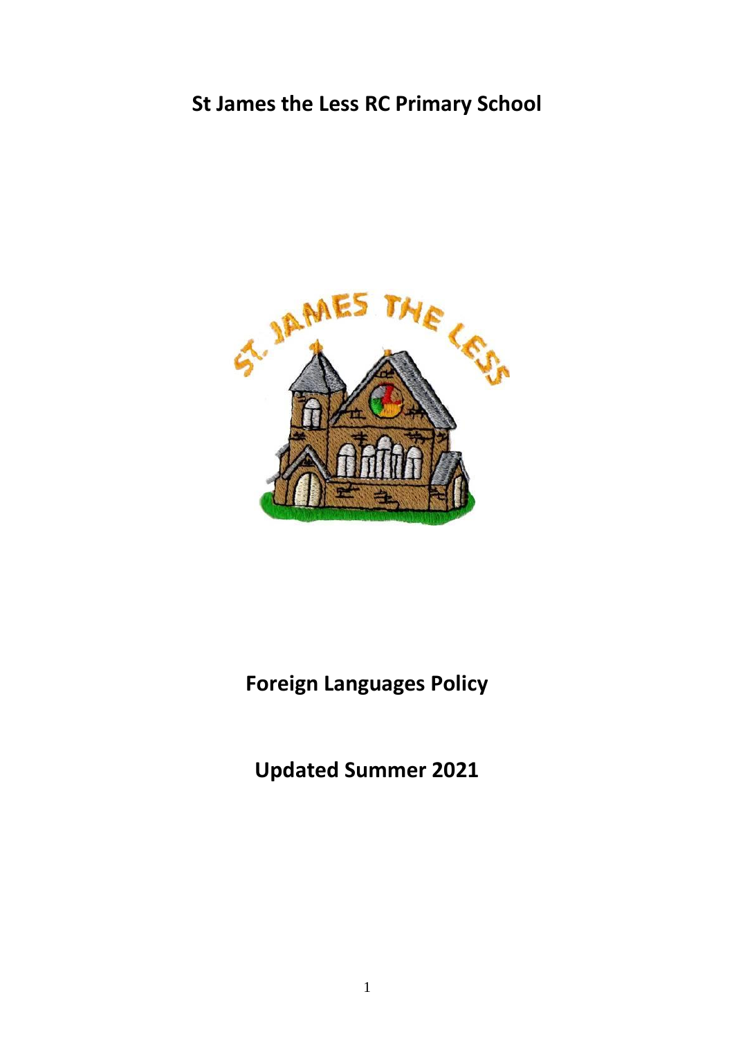# St James the Less RC Primary School

# Foreign Languages Policy

## Updated Summer 2021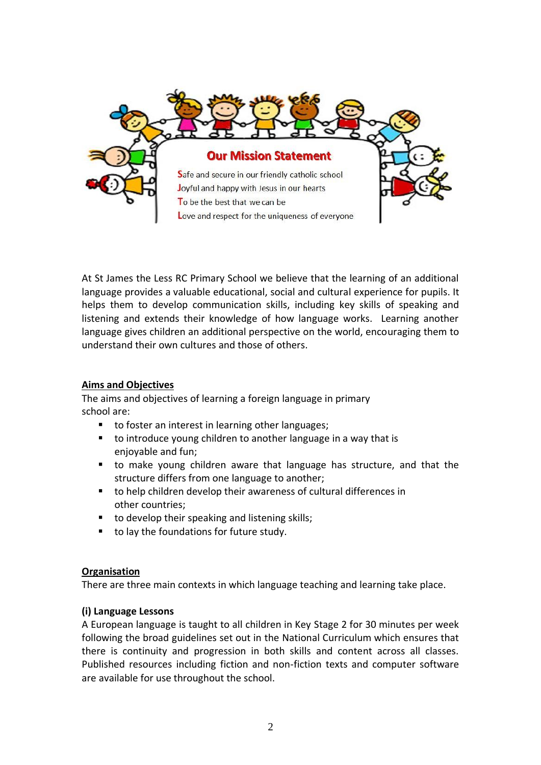## Our Mission Statement

Safe and secure in our friendly catholic school
Joyful and happy with Jesus in our hearts
To be the best that we can be
Love and respect for the uniqueness of everyone

At St James the Less RC Primary School we believe that the learning of an additional language provides a valuable educational, social and cultural experience for pupils. It helps them to develop communication skills, including key skills of speaking and listening and extends their knowledge of how language works. Learning another language gives children an additional perspective on the world, encouraging them to understand their own cultures and those of others.

### Aims and Objectives

The aims and objectives of learning a foreign language in primary school are:

- to foster an interest in learning other languages;
- to introduce young children to another language in a way that is enjoyable and fun;
- to make young children aware that language has structure, and that the structure differs from one language to another;
- to help children develop their awareness of cultural differences in other countries;
- to develop their speaking and listening skills;
- to lay the foundations for future study.

### Organisation

There are three main contexts in which language teaching and learning take place.

**(i) Language Lessons**

A European language is taught to all children in Key Stage 2 for 30 minutes per week following the broad guidelines set out in the National Curriculum which ensures that there is continuity and progression in both skills and content across all classes. Published resources including fiction and non-fiction texts and computer software are available for use throughout the school.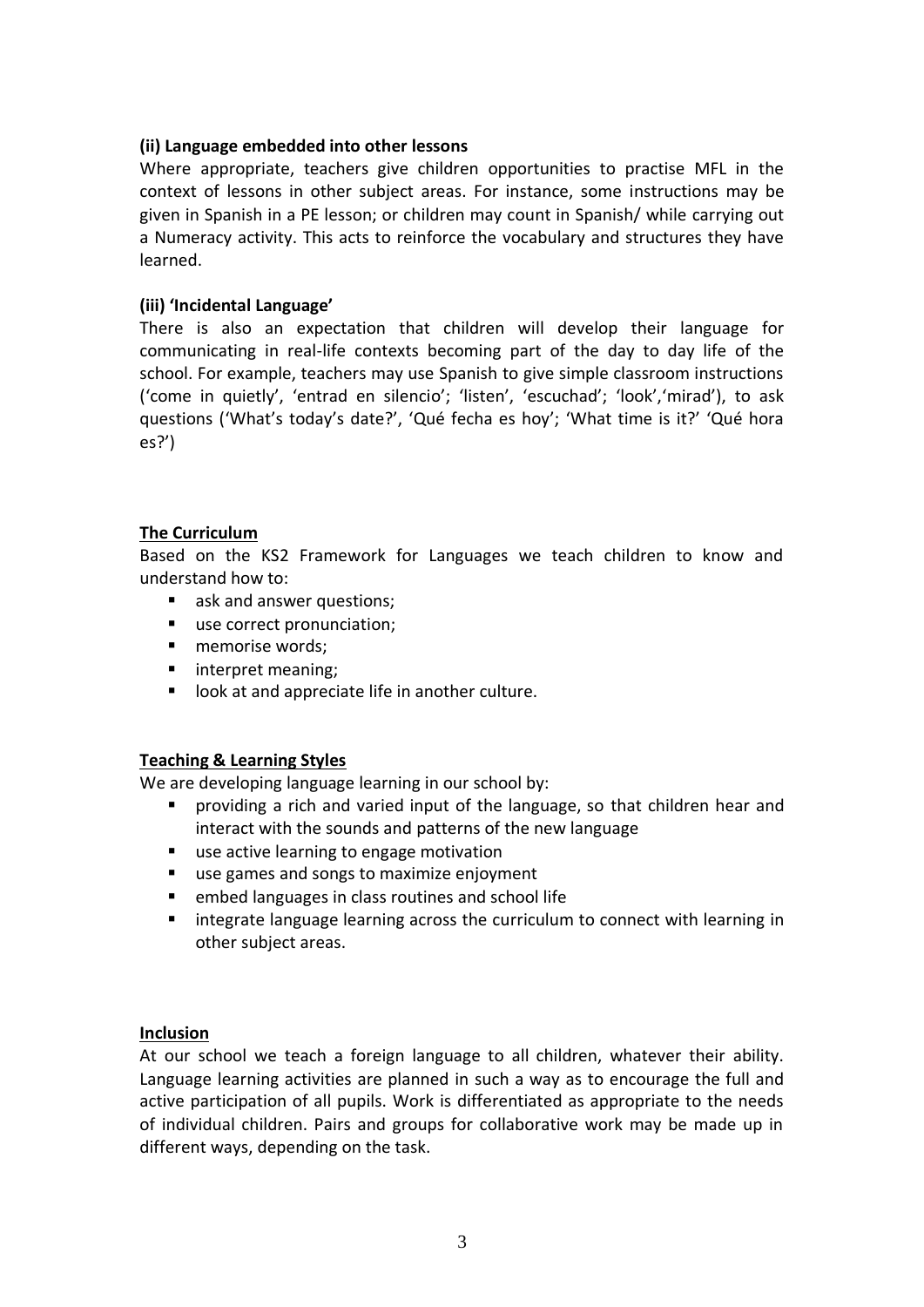**(ii) Language embedded into other lessons**

Where appropriate, teachers give children opportunities to practise MFL in the context of lessons in other subject areas. For instance, some instructions may be given in Spanish in a PE lesson; or children may count in Spanish/ while carrying out a Numeracy activity. This acts to reinforce the vocabulary and structures they have learned.

**(iii) 'Incidental Language'**

There is also an expectation that children will develop their language for communicating in real-life contexts becoming part of the day to day life of the school. For example, teachers may use Spanish to give simple classroom instructions ('come in quietly', 'entrad en silencio'; 'listen', 'escuchad'; 'look','mirad'), to ask questions ('What's today's date?', 'Qué fecha es hoy'; 'What time is it?' 'Qué hora es?')

**<u>The Curriculum</u>**

Based on the KS2 Framework for Languages we teach children to know and understand how to:

- ask and answer questions;
- use correct pronunciation;
- memorise words;
- interpret meaning;
- look at and appreciate life in another culture.

**<u>Teaching & Learning Styles</u>**

We are developing language learning in our school by:

- providing a rich and varied input of the language, so that children hear and interact with the sounds and patterns of the new language
- use active learning to engage motivation
- use games and songs to maximize enjoyment
- embed languages in class routines and school life
- integrate language learning across the curriculum to connect with learning in other subject areas.

**<u>Inclusion</u>**

At our school we teach a foreign language to all children, whatever their ability. Language learning activities are planned in such a way as to encourage the full and active participation of all pupils. Work is differentiated as appropriate to the needs of individual children. Pairs and groups for collaborative work may be made up in different ways, depending on the task.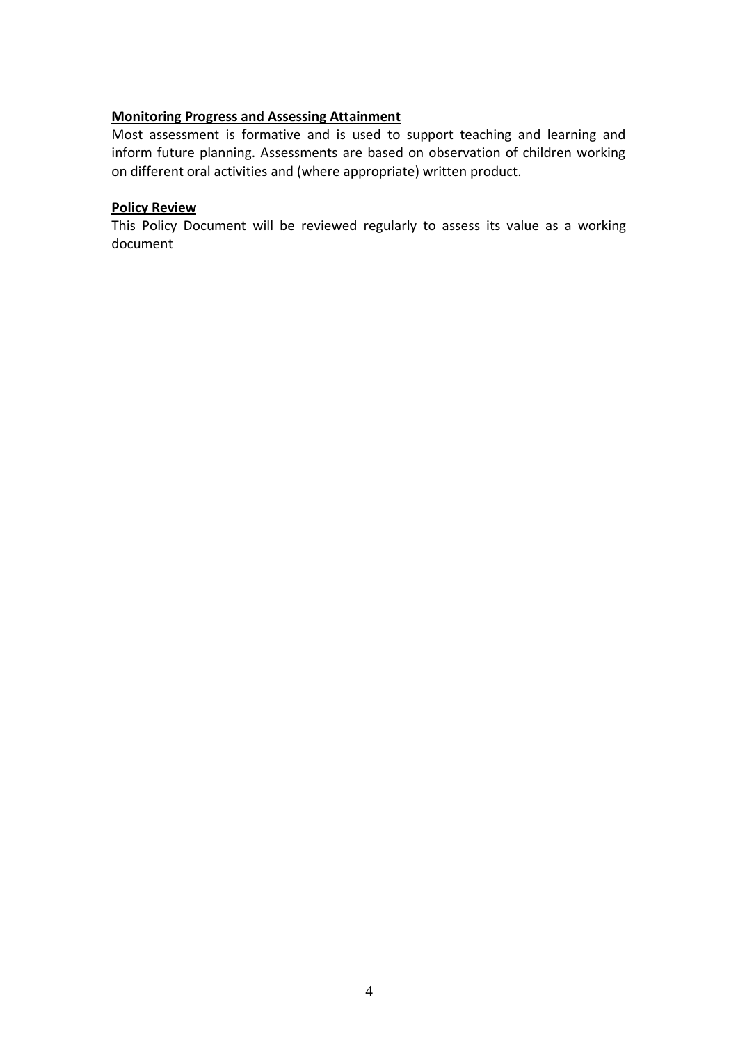**Monitoring Progress and Assessing Attainment**

Most assessment is formative and is used to support teaching and learning and inform future planning. Assessments are based on observation of children working on different oral activities and (where appropriate) written product.

**Policy Review**

This Policy Document will be reviewed regularly to assess its value as a working document